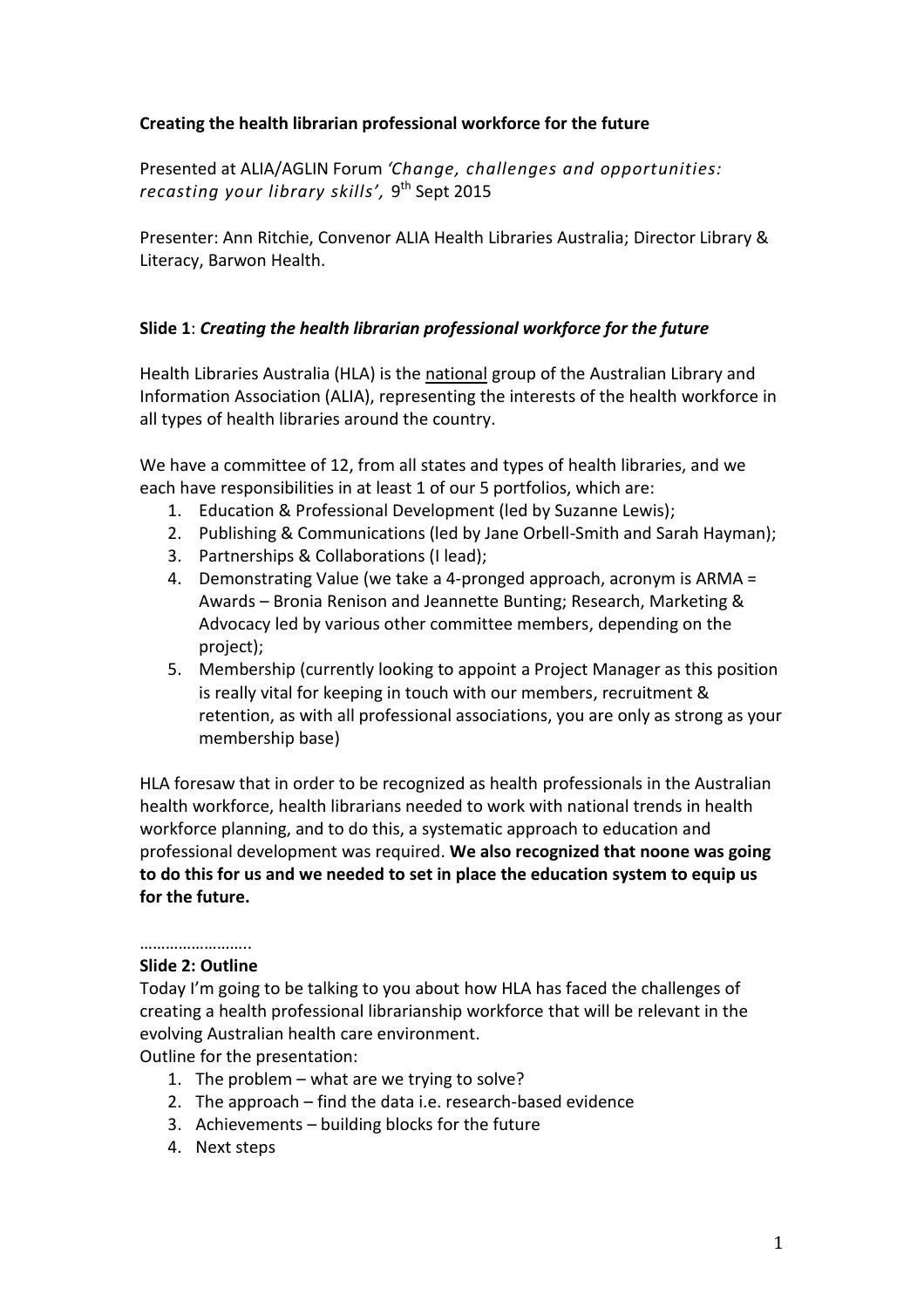**Creating the health librarian professional workforce for the future**

Presented at ALIA/AGLIN Forum *'Change, challenges and opportunities: recasting your library skills',* 9th Sept 2015

Presenter: Ann Ritchie, Convenor ALIA Health Libraries Australia; Director Library & Literacy, Barwon Health.

**Slide 1**: ***Creating the health librarian professional workforce for the future***

Health Libraries Australia (HLA) is the national group of the Australian Library and Information Association (ALIA), representing the interests of the health workforce in all types of health libraries around the country.

We have a committee of 12, from all states and types of health libraries, and we each have responsibilities in at least 1 of our 5 portfolios, which are:

1. Education & Professional Development (led by Suzanne Lewis);
2. Publishing & Communications (led by Jane Orbell-Smith and Sarah Hayman);
3. Partnerships & Collaborations (I lead);
4. Demonstrating Value (we take a 4-pronged approach, acronym is ARMA = Awards – Bronia Renison and Jeannette Bunting; Research, Marketing & Advocacy led by various other committee members, depending on the project);
5. Membership (currently looking to appoint a Project Manager as this position is really vital for keeping in touch with our members, recruitment & retention, as with all professional associations, you are only as strong as your membership base)

HLA foresaw that in order to be recognized as health professionals in the Australian health workforce, health librarians needed to work with national trends in health workforce planning, and to do this, a systematic approach to education and professional development was required. **We also recognized that noone was going to do this for us and we needed to set in place the education system to equip us for the future.**

……………………..

**Slide 2: Outline**

Today I'm going to be talking to you about how HLA has faced the challenges of creating a health professional librarianship workforce that will be relevant in the evolving Australian health care environment.

Outline for the presentation:

1. The problem – what are we trying to solve?
2. The approach – find the data i.e. research-based evidence
3. Achievements – building blocks for the future
4. Next steps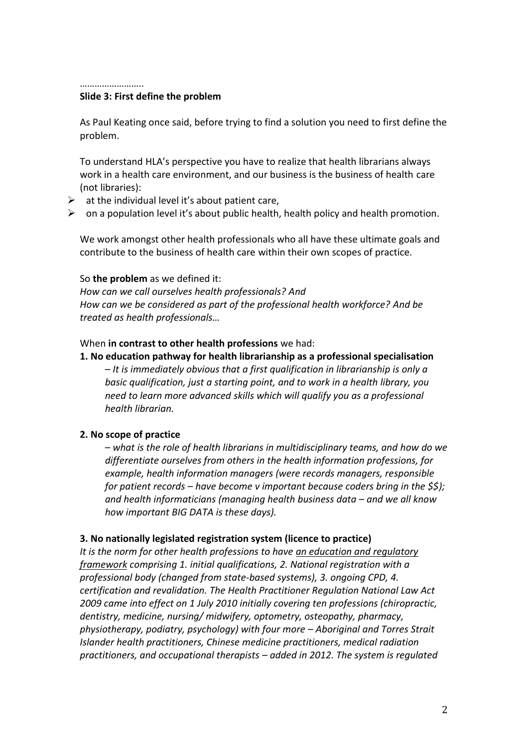……………………..

**Slide 3: First define the problem**

As Paul Keating once said, before trying to find a solution you need to first define the problem.

To understand HLA's perspective you have to realize that health librarians always work in a health care environment, and our business is the business of health care (not libraries):

- at the individual level it's about patient care,
- on a population level it's about public health, health policy and health promotion.

We work amongst other health professionals who all have these ultimate goals and contribute to the business of health care within their own scopes of practice.

So **the problem** as we defined it:
*How can we call ourselves health professionals? And*
*How can we be considered as part of the professional health workforce? And be treated as health professionals…*

When **in contrast to other health professions** we had:

**1. No education pathway for health librarianship as a professional specialisation**

*– It is immediately obvious that a first qualification in librarianship is only a basic qualification, just a starting point, and to work in a health library, you need to learn more advanced skills which will qualify you as a professional health librarian.*

**2. No scope of practice**

*– what is the role of health librarians in multidisciplinary teams, and how do we differentiate ourselves from others in the health information professions, for example, health information managers (were records managers, responsible for patient records – have become v important because coders bring in the $$); and health informaticians (managing health business data – and we all know how important BIG DATA is these days).*

**3. No nationally legislated registration system (licence to practice)**

*It is the norm for other health professions to have <u>an education and regulatory framework</u> comprising 1. initial qualifications, 2. National registration with a professional body (changed from state-based systems), 3. ongoing CPD, 4. certification and revalidation. The Health Practitioner Regulation National Law Act 2009 came into effect on 1 July 2010 initially covering ten professions (chiropractic, dentistry, medicine, nursing/ midwifery, optometry, osteopathy, pharmacy, physiotherapy, podiatry, psychology) with four more – Aboriginal and Torres Strait Islander health practitioners, Chinese medicine practitioners, medical radiation practitioners, and occupational therapists – added in 2012. The system is regulated*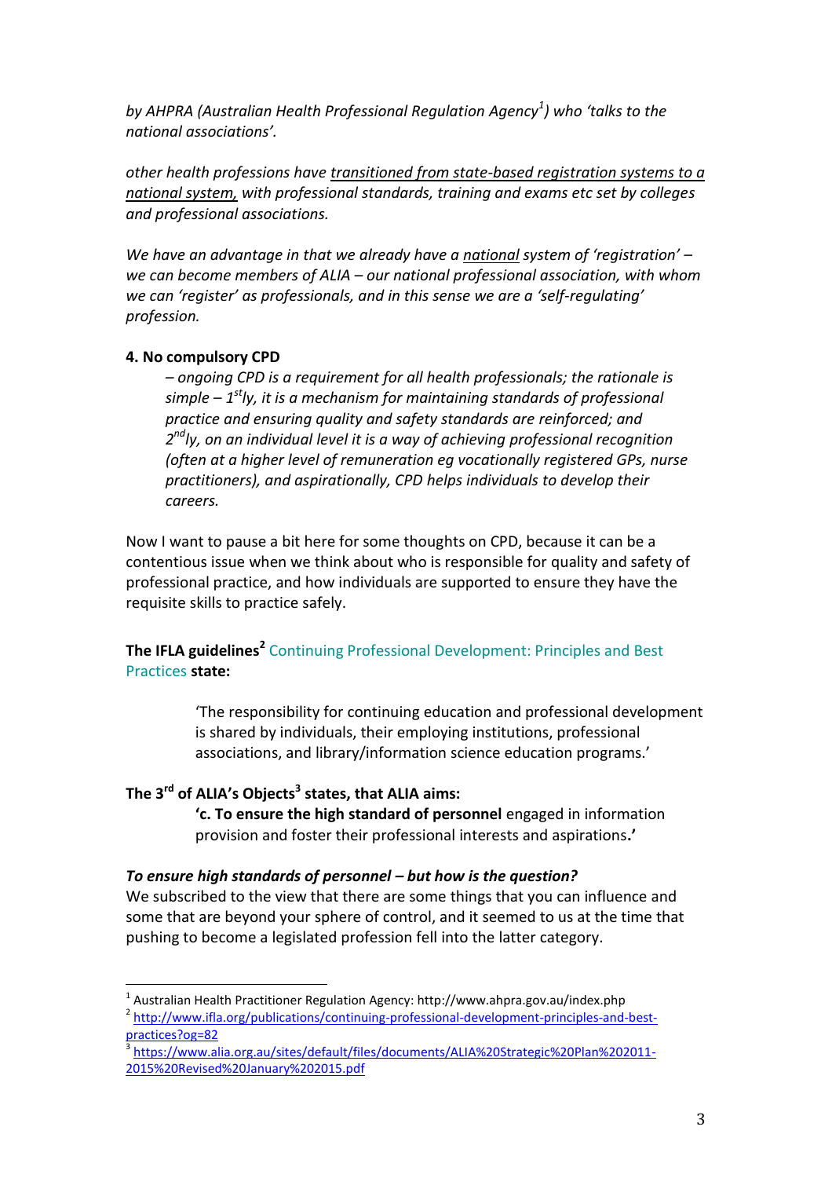*by AHPRA (Australian Health Professional Regulation Agency[1]) who 'talks to the national associations'.*

*other health professions have transitioned from state-based registration systems to a national system, with professional standards, training and exams etc set by colleges and professional associations.*

*We have an advantage in that we already have a national system of 'registration' – we can become members of ALIA – our national professional association, with whom we can 'register' as professionals, and in this sense we are a 'self-regulating' profession.*

**4. No compulsory CPD**

> *– ongoing CPD is a requirement for all health professionals; the rationale is simple – 1stly, it is a mechanism for maintaining standards of professional practice and ensuring quality and safety standards are reinforced; and 2ndly, on an individual level it is a way of achieving professional recognition (often at a higher level of remuneration eg vocationally registered GPs, nurse practitioners), and aspirationally, CPD helps individuals to develop their careers.*

Now I want to pause a bit here for some thoughts on CPD, because it can be a contentious issue when we think about who is responsible for quality and safety of professional practice, and how individuals are supported to ensure they have the requisite skills to practice safely.

**The IFLA guidelines[2]** Continuing Professional Development: Principles and Best Practices **state:**

> 'The responsibility for continuing education and professional development is shared by individuals, their employing institutions, professional associations, and library/information science education programs.'

**The 3rd of ALIA's Objects[3] states, that ALIA aims:**

> **'c. To ensure the high standard of personnel** engaged in information provision and foster their professional interests and aspirations**.'**

***To ensure high standards of personnel – but how is the question?***

We subscribed to the view that there are some things that you can influence and some that are beyond your sphere of control, and it seemed to us at the time that pushing to become a legislated profession fell into the latter category.

---

[1] Australian Health Practitioner Regulation Agency: http://www.ahpra.gov.au/index.php

[2] http://www.ifla.org/publications/continuing-professional-development-principles-and-best-practices?og=82

[3] https://www.alia.org.au/sites/default/files/documents/ALIA%20Strategic%20Plan%202011-2015%20Revised%20January%202015.pdf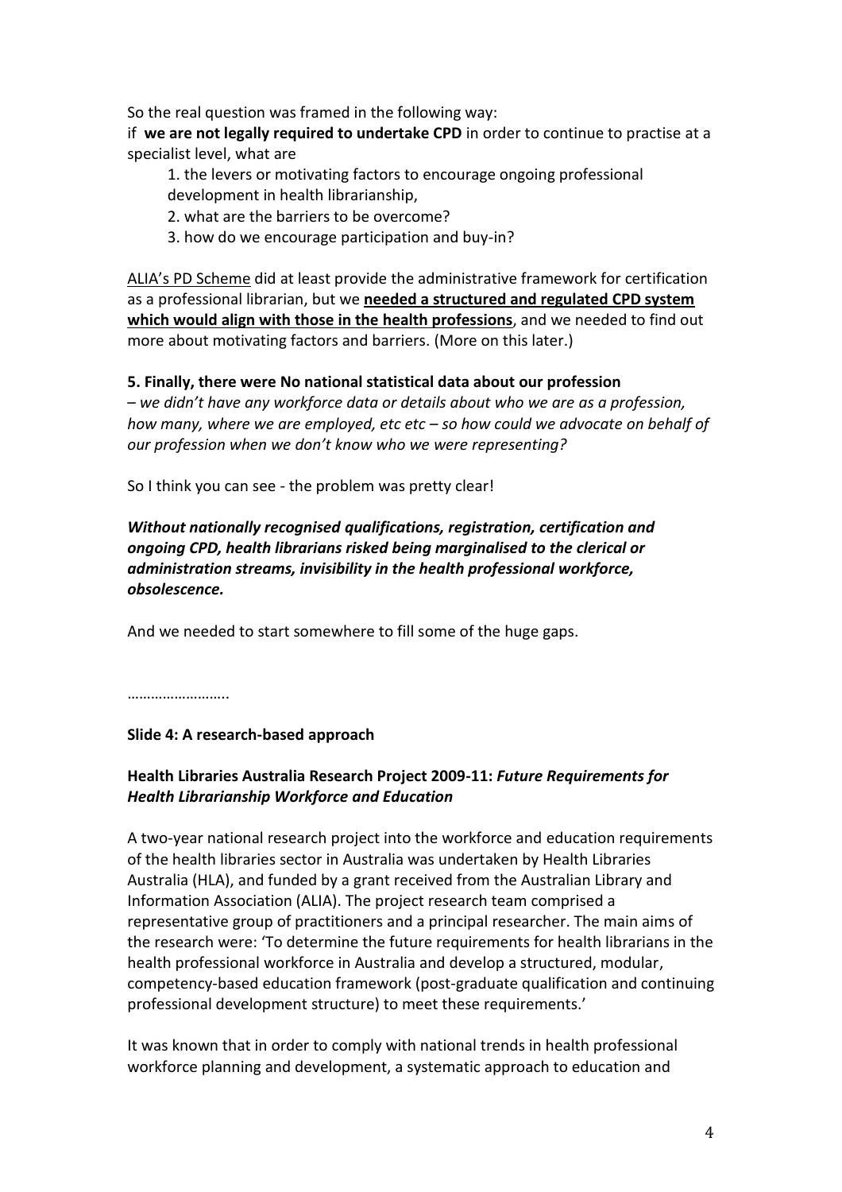So the real question was framed in the following way:

if **we are not legally required to undertake CPD** in order to continue to practise at a specialist level, what are

1. the levers or motivating factors to encourage ongoing professional development in health librarianship,
2. what are the barriers to be overcome?
3. how do we encourage participation and buy-in?

ALIA's PD Scheme did at least provide the administrative framework for certification as a professional librarian, but we **needed a structured and regulated CPD system which would align with those in the health professions**, and we needed to find out more about motivating factors and barriers. (More on this later.)

**5. Finally, there were No national statistical data about our profession**

*– we didn't have any workforce data or details about who we are as a profession, how many, where we are employed, etc etc – so how could we advocate on behalf of our profession when we don't know who we were representing?*

So I think you can see - the problem was pretty clear!

***Without nationally recognised qualifications, registration, certification and ongoing CPD, health librarians risked being marginalised to the clerical or administration streams, invisibility in the health professional workforce, obsolescence.***

And we needed to start somewhere to fill some of the huge gaps.

……………………..

**Slide 4: A research-based approach**

**Health Libraries Australia Research Project 2009-11:** ***Future Requirements for Health Librarianship Workforce and Education***

A two-year national research project into the workforce and education requirements of the health libraries sector in Australia was undertaken by Health Libraries Australia (HLA), and funded by a grant received from the Australian Library and Information Association (ALIA). The project research team comprised a representative group of practitioners and a principal researcher. The main aims of the research were: 'To determine the future requirements for health librarians in the health professional workforce in Australia and develop a structured, modular, competency-based education framework (post-graduate qualification and continuing professional development structure) to meet these requirements.'

It was known that in order to comply with national trends in health professional workforce planning and development, a systematic approach to education and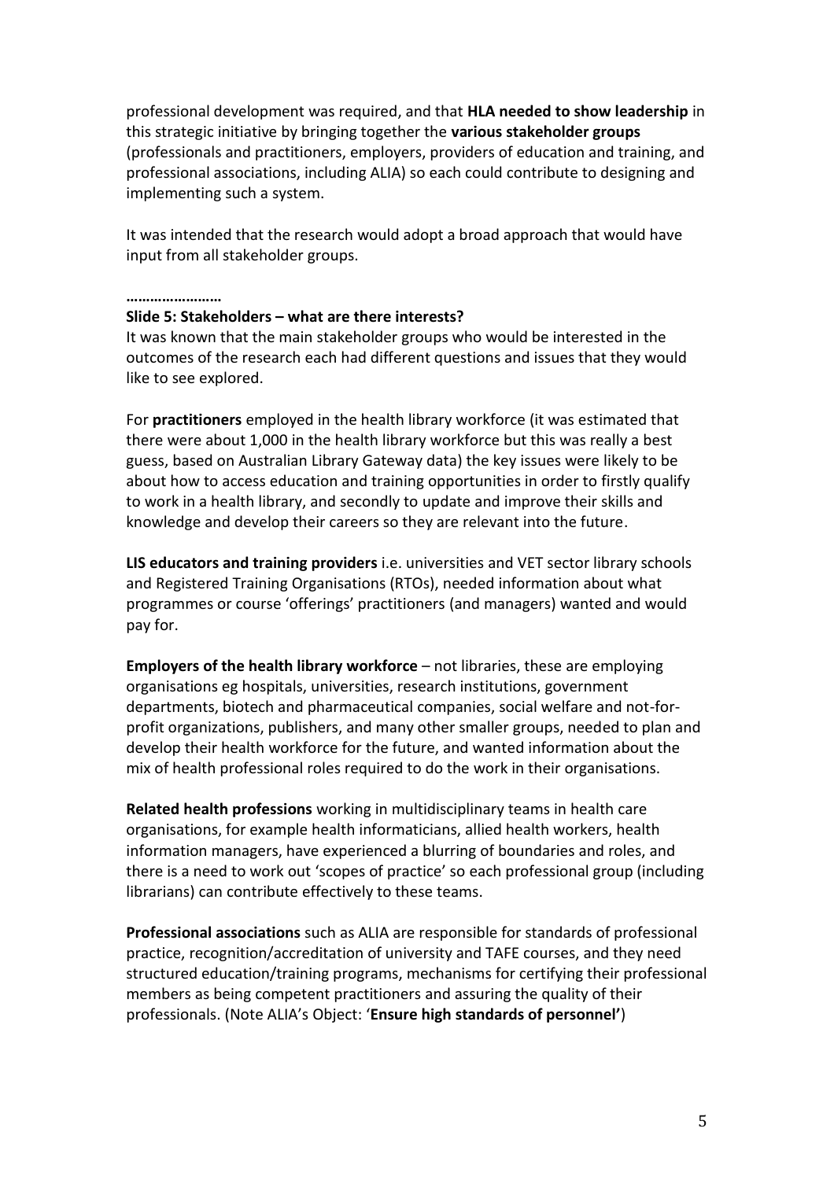professional development was required, and that **HLA needed to show leadership** in this strategic initiative by bringing together the **various stakeholder groups** (professionals and practitioners, employers, providers of education and training, and professional associations, including ALIA) so each could contribute to designing and implementing such a system.

It was intended that the research would adopt a broad approach that would have input from all stakeholder groups.

**……………………**

**Slide 5: Stakeholders – what are there interests?**

It was known that the main stakeholder groups who would be interested in the outcomes of the research each had different questions and issues that they would like to see explored.

For **practitioners** employed in the health library workforce (it was estimated that there were about 1,000 in the health library workforce but this was really a best guess, based on Australian Library Gateway data) the key issues were likely to be about how to access education and training opportunities in order to firstly qualify to work in a health library, and secondly to update and improve their skills and knowledge and develop their careers so they are relevant into the future.

**LIS educators and training providers** i.e. universities and VET sector library schools and Registered Training Organisations (RTOs), needed information about what programmes or course 'offerings' practitioners (and managers) wanted and would pay for.

**Employers of the health library workforce** – not libraries, these are employing organisations eg hospitals, universities, research institutions, government departments, biotech and pharmaceutical companies, social welfare and not-for-profit organizations, publishers, and many other smaller groups, needed to plan and develop their health workforce for the future, and wanted information about the mix of health professional roles required to do the work in their organisations.

**Related health professions** working in multidisciplinary teams in health care organisations, for example health informaticians, allied health workers, health information managers, have experienced a blurring of boundaries and roles, and there is a need to work out 'scopes of practice' so each professional group (including librarians) can contribute effectively to these teams.

**Professional associations** such as ALIA are responsible for standards of professional practice, recognition/accreditation of university and TAFE courses, and they need structured education/training programs, mechanisms for certifying their professional members as being competent practitioners and assuring the quality of their professionals. (Note ALIA's Object: '**Ensure high standards of personnel**')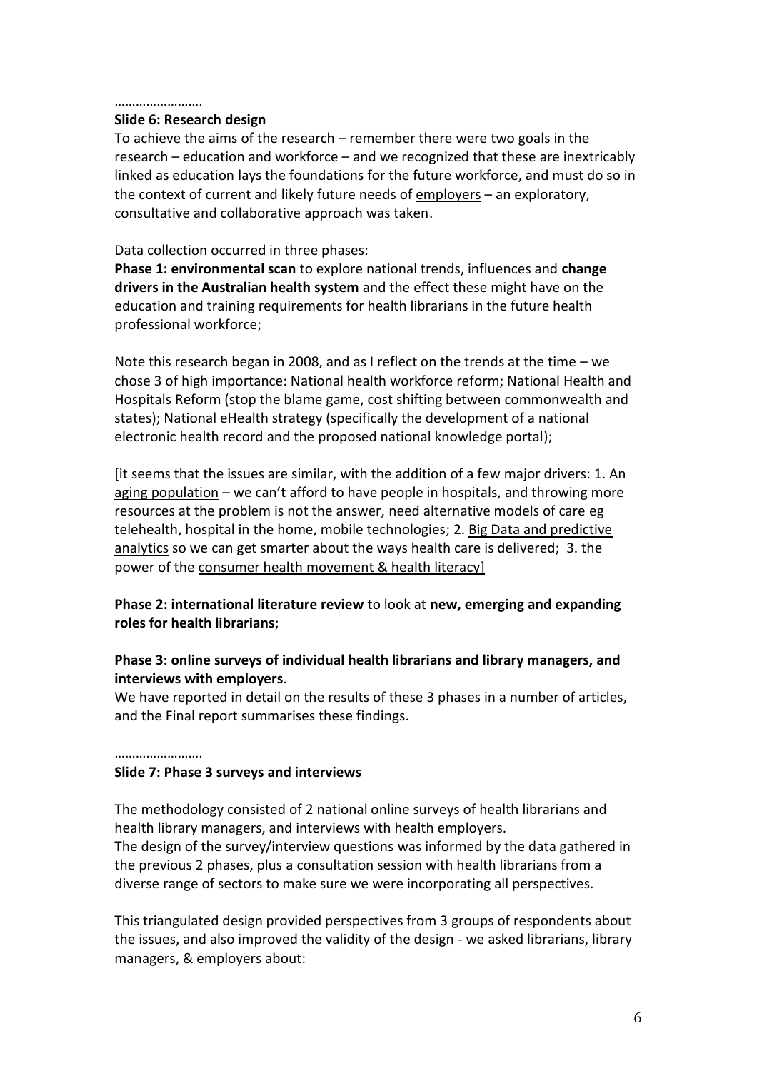…………………….

**Slide 6: Research design**

To achieve the aims of the research – remember there were two goals in the research – education and workforce – and we recognized that these are inextricably linked as education lays the foundations for the future workforce, and must do so in the context of current and likely future needs of <u>employers</u> – an exploratory, consultative and collaborative approach was taken.

Data collection occurred in three phases:

**Phase 1: environmental scan** to explore national trends, influences and **change drivers in the Australian health system** and the effect these might have on the education and training requirements for health librarians in the future health professional workforce;

Note this research began in 2008, and as I reflect on the trends at the time – we chose 3 of high importance: National health workforce reform; National Health and Hospitals Reform (stop the blame game, cost shifting between commonwealth and states); National eHealth strategy (specifically the development of a national electronic health record and the proposed national knowledge portal);

[it seems that the issues are similar, with the addition of a few major drivers: <u>1. An aging population</u> – we can't afford to have people in hospitals, and throwing more resources at the problem is not the answer, need alternative models of care eg telehealth, hospital in the home, mobile technologies; 2. <u>Big Data and predictive analytics</u> so we can get smarter about the ways health care is delivered; 3. the power of the <u>consumer health movement & health literacy]</u>

**Phase 2: international literature review** to look at **new, emerging and expanding roles for health librarians**;

**Phase 3: online surveys of individual health librarians and library managers, and interviews with employers**.

We have reported in detail on the results of these 3 phases in a number of articles, and the Final report summarises these findings.

…………………….

**Slide 7: Phase 3 surveys and interviews**

The methodology consisted of 2 national online surveys of health librarians and health library managers, and interviews with health employers.

The design of the survey/interview questions was informed by the data gathered in the previous 2 phases, plus a consultation session with health librarians from a diverse range of sectors to make sure we were incorporating all perspectives.

This triangulated design provided perspectives from 3 groups of respondents about the issues, and also improved the validity of the design - we asked librarians, library managers, & employers about: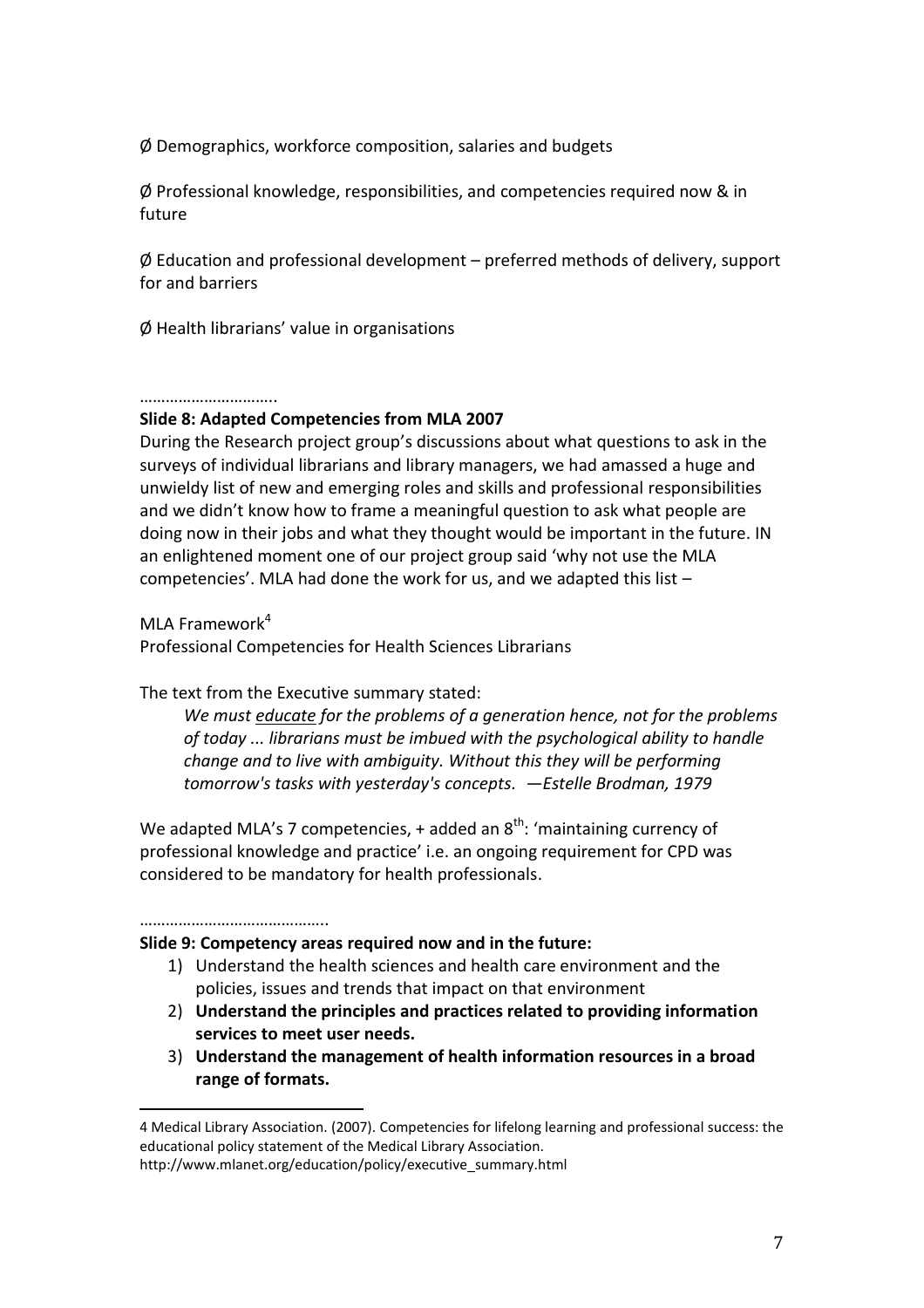Ø Demographics, workforce composition, salaries and budgets

Ø Professional knowledge, responsibilities, and competencies required now & in future

Ø Education and professional development – preferred methods of delivery, support for and barriers

Ø Health librarians' value in organisations

…………………………..

**Slide 8: Adapted Competencies from MLA 2007**

During the Research project group's discussions about what questions to ask in the surveys of individual librarians and library managers, we had amassed a huge and unwieldy list of new and emerging roles and skills and professional responsibilities and we didn't know how to frame a meaningful question to ask what people are doing now in their jobs and what they thought would be important in the future. IN an enlightened moment one of our project group said 'why not use the MLA competencies'. MLA had done the work for us, and we adapted this list –

MLA Framework[4]
Professional Competencies for Health Sciences Librarians

The text from the Executive summary stated:

> *We must <u>educate</u> for the problems of a generation hence, not for the problems of today ... librarians must be imbued with the psychological ability to handle change and to live with ambiguity. Without this they will be performing tomorrow's tasks with yesterday's concepts. —Estelle Brodman, 1979*

We adapted MLA's 7 competencies, + added an 8th: 'maintaining currency of professional knowledge and practice' i.e. an ongoing requirement for CPD was considered to be mandatory for health professionals.

……………………………………..

**Slide 9: Competency areas required now and in the future:**

1) Understand the health sciences and health care environment and the policies, issues and trends that impact on that environment
2) **Understand the principles and practices related to providing information services to meet user needs.**
3) **Understand the management of health information resources in a broad range of formats.**

---

4 Medical Library Association. (2007). Competencies for lifelong learning and professional success: the educational policy statement of the Medical Library Association. http://www.mlanet.org/education/policy/executive_summary.html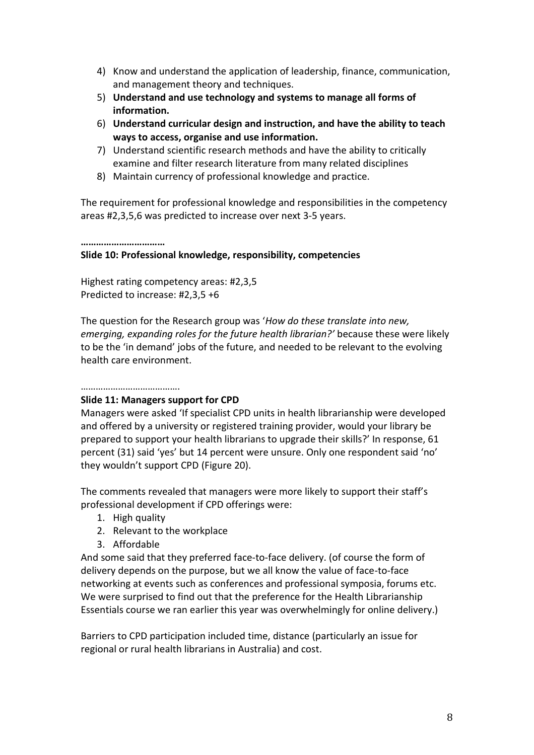4) Know and understand the application of leadership, finance, communication, and management theory and techniques.
5) **Understand and use technology and systems to manage all forms of information.**
6) **Understand curricular design and instruction, and have the ability to teach ways to access, organise and use information.**
7) Understand scientific research methods and have the ability to critically examine and filter research literature from many related disciplines
8) Maintain currency of professional knowledge and practice.

The requirement for professional knowledge and responsibilities in the competency areas #2,3,5,6 was predicted to increase over next 3-5 years.

**……………………………**

**Slide 10: Professional knowledge, responsibility, competencies**

Highest rating competency areas: #2,3,5
Predicted to increase: #2,3,5 +6

The question for the Research group was '*How do these translate into new, emerging, expanding roles for the future health librarian?'* because these were likely to be the 'in demand' jobs of the future, and needed to be relevant to the evolving health care environment.

………………………………….

**Slide 11: Managers support for CPD**

Managers were asked 'If specialist CPD units in health librarianship were developed and offered by a university or registered training provider, would your library be prepared to support your health librarians to upgrade their skills?' In response, 61 percent (31) said 'yes' but 14 percent were unsure. Only one respondent said 'no' they wouldn't support CPD (Figure 20).

The comments revealed that managers were more likely to support their staff's professional development if CPD offerings were:

1. High quality
2. Relevant to the workplace
3. Affordable

And some said that they preferred face-to-face delivery. (of course the form of delivery depends on the purpose, but we all know the value of face-to-face networking at events such as conferences and professional symposia, forums etc. We were surprised to find out that the preference for the Health Librarianship Essentials course we ran earlier this year was overwhelmingly for online delivery.)

Barriers to CPD participation included time, distance (particularly an issue for regional or rural health librarians in Australia) and cost.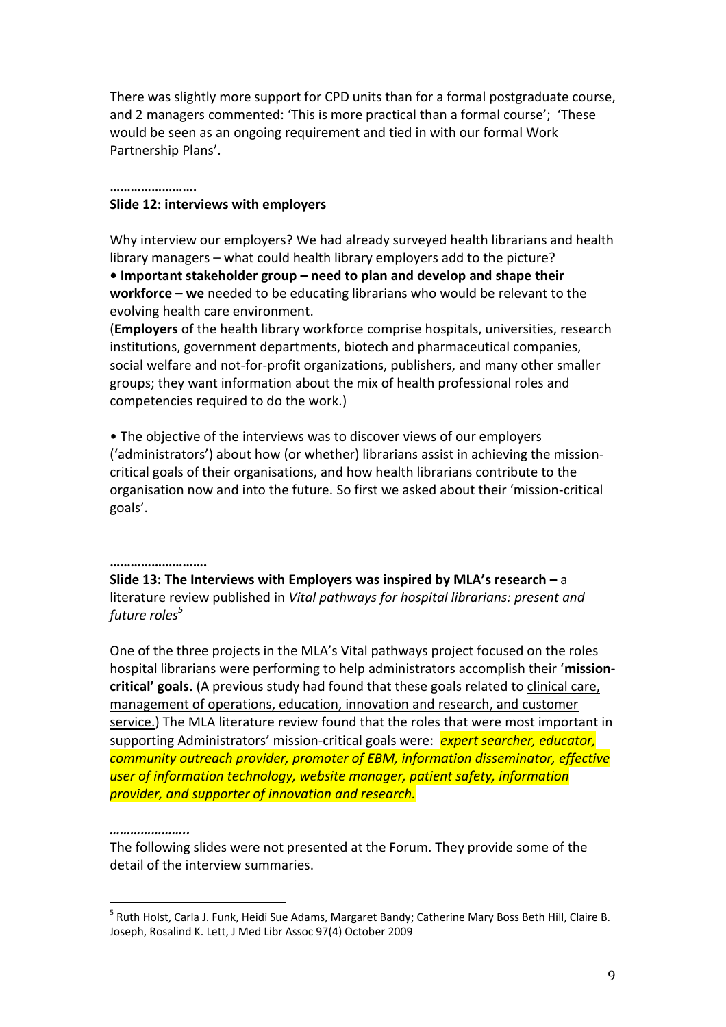There was slightly more support for CPD units than for a formal postgraduate course, and 2 managers commented: 'This is more practical than a formal course'; 'These would be seen as an ongoing requirement and tied in with our formal Work Partnership Plans'.

**…………………….**

**Slide 12: interviews with employers**

Why interview our employers? We had already surveyed health librarians and health library managers – what could health library employers add to the picture?

**• Important stakeholder group – need to plan and develop and shape their workforce – we** needed to be educating librarians who would be relevant to the evolving health care environment.

(**Employers** of the health library workforce comprise hospitals, universities, research institutions, government departments, biotech and pharmaceutical companies, social welfare and not-for-profit organizations, publishers, and many other smaller groups; they want information about the mix of health professional roles and competencies required to do the work.)

• The objective of the interviews was to discover views of our employers ('administrators') about how (or whether) librarians assist in achieving the mission-critical goals of their organisations, and how health librarians contribute to the organisation now and into the future. So first we asked about their 'mission-critical goals'.

**……………………….**

**Slide 13: The Interviews with Employers was inspired by MLA's research –** a literature review published in *Vital pathways for hospital librarians: present and future roles*[5]

One of the three projects in the MLA's Vital pathways project focused on the roles hospital librarians were performing to help administrators accomplish their '**mission-critical' goals.** (A previous study had found that these goals related to clinical care, management of operations, education, innovation and research, and customer service.) The MLA literature review found that the roles that were most important in supporting Administrators' mission-critical goals were: *expert searcher, educator, community outreach provider, promoter of EBM, information disseminator, effective user of information technology, website manager, patient safety, information provider, and supporter of innovation and research.*

***…………………..***

The following slides were not presented at the Forum. They provide some of the detail of the interview summaries.

---

[5] Ruth Holst, Carla J. Funk, Heidi Sue Adams, Margaret Bandy; Catherine Mary Boss Beth Hill, Claire B. Joseph, Rosalind K. Lett, J Med Libr Assoc 97(4) October 2009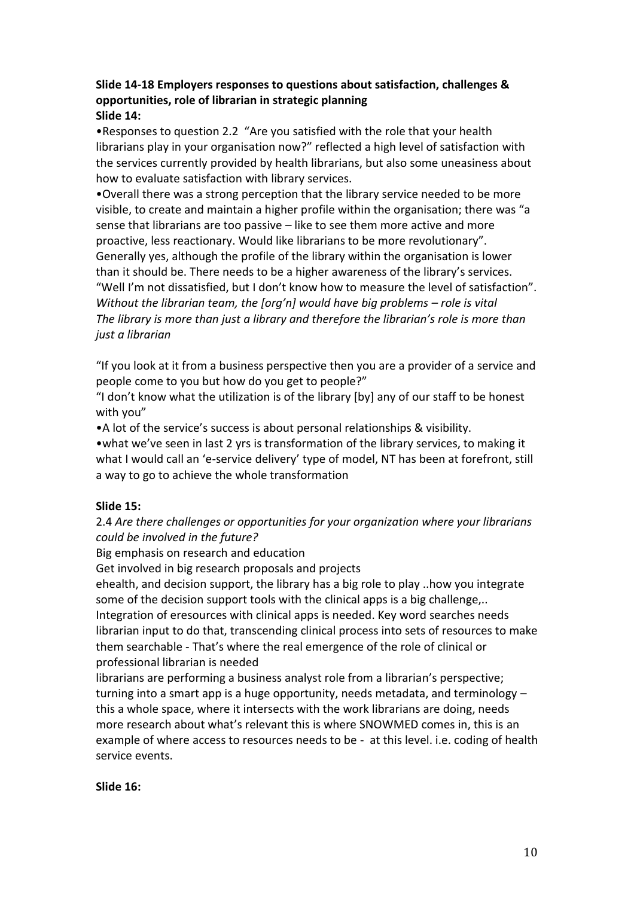**Slide 14-18 Employers responses to questions about satisfaction, challenges & opportunities, role of librarian in strategic planning**

**Slide 14:**

•Responses to question 2.2 "Are you satisfied with the role that your health librarians play in your organisation now?" reflected a high level of satisfaction with the services currently provided by health librarians, but also some uneasiness about how to evaluate satisfaction with library services.

•Overall there was a strong perception that the library service needed to be more visible, to create and maintain a higher profile within the organisation; there was "a sense that librarians are too passive – like to see them more active and more proactive, less reactionary. Would like librarians to be more revolutionary".
Generally yes, although the profile of the library within the organisation is lower than it should be. There needs to be a higher awareness of the library's services.
"Well I'm not dissatisfied, but I don't know how to measure the level of satisfaction".
*Without the librarian team, the [org'n] would have big problems – role is vital*
*The library is more than just a library and therefore the librarian's role is more than just a librarian*

"If you look at it from a business perspective then you are a provider of a service and people come to you but how do you get to people?"
"I don't know what the utilization is of the library [by] any of our staff to be honest with you"
•A lot of the service's success is about personal relationships & visibility.
•what we've seen in last 2 yrs is transformation of the library services, to making it what I would call an 'e-service delivery' type of model, NT has been at forefront, still a way to go to achieve the whole transformation

**Slide 15:**

2.4 *Are there challenges or opportunities for your organization where your librarians could be involved in the future?*
Big emphasis on research and education
Get involved in big research proposals and projects
ehealth, and decision support, the library has a big role to play ..how you integrate some of the decision support tools with the clinical apps is a big challenge,..
Integration of eresources with clinical apps is needed. Key word searches needs librarian input to do that, transcending clinical process into sets of resources to make them searchable - That's where the real emergence of the role of clinical or professional librarian is needed
librarians are performing a business analyst role from a librarian's perspective; turning into a smart app is a huge opportunity, needs metadata, and terminology – this a whole space, where it intersects with the work librarians are doing, needs more research about what's relevant this is where SNOWMED comes in, this is an example of where access to resources needs to be - at this level. i.e. coding of health service events.

**Slide 16:**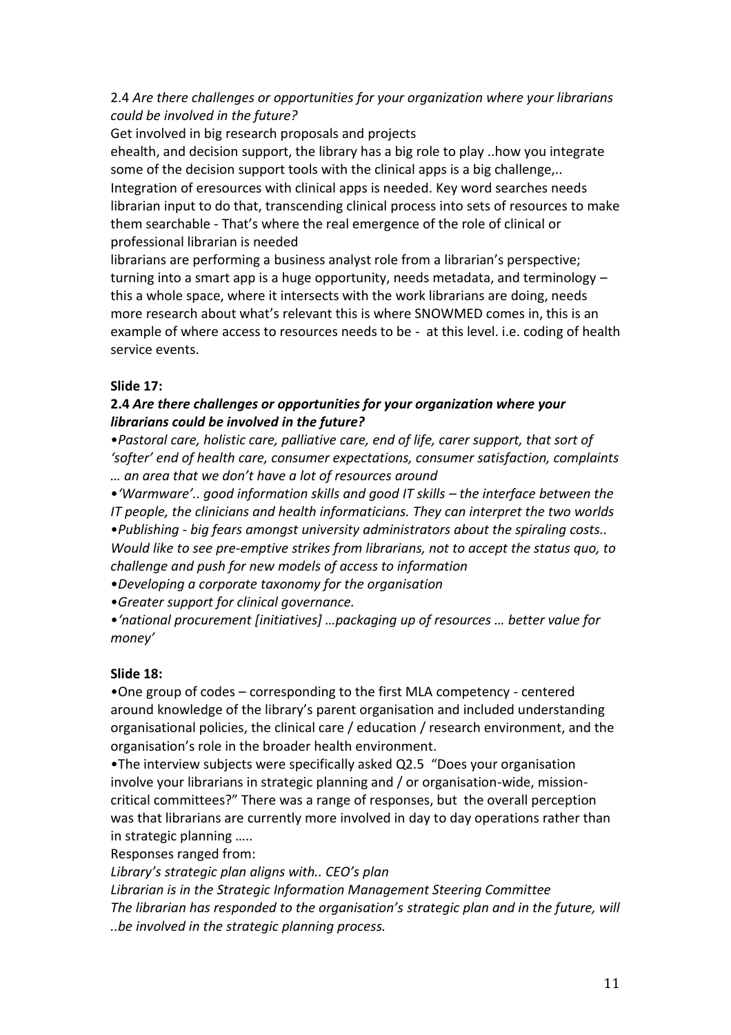2.4 *Are there challenges or opportunities for your organization where your librarians could be involved in the future?*

Get involved in big research proposals and projects

ehealth, and decision support, the library has a big role to play ..how you integrate some of the decision support tools with the clinical apps is a big challenge,.. Integration of eresources with clinical apps is needed. Key word searches needs librarian input to do that, transcending clinical process into sets of resources to make them searchable - That's where the real emergence of the role of clinical or professional librarian is needed

librarians are performing a business analyst role from a librarian's perspective; turning into a smart app is a huge opportunity, needs metadata, and terminology – this a whole space, where it intersects with the work librarians are doing, needs more research about what's relevant this is where SNOWMED comes in, this is an example of where access to resources needs to be - at this level. i.e. coding of health service events.

**Slide 17:**

**2.4** ***Are there challenges or opportunities for your organization where your librarians could be involved in the future?***

*•Pastoral care, holistic care, palliative care, end of life, carer support, that sort of 'softer' end of health care, consumer expectations, consumer satisfaction, complaints … an area that we don't have a lot of resources around*

*•'Warmware'.. good information skills and good IT skills – the interface between the IT people, the clinicians and health informaticians. They can interpret the two worlds*

*•Publishing - big fears amongst university administrators about the spiraling costs.. Would like to see pre-emptive strikes from librarians, not to accept the status quo, to challenge and push for new models of access to information*

*•Developing a corporate taxonomy for the organisation*

*•Greater support for clinical governance.*

*•'national procurement [initiatives] …packaging up of resources … better value for money'*

**Slide 18:**

•One group of codes – corresponding to the first MLA competency - centered around knowledge of the library's parent organisation and included understanding organisational policies, the clinical care / education / research environment, and the organisation's role in the broader health environment.

•The interview subjects were specifically asked Q2.5 "Does your organisation involve your librarians in strategic planning and / or organisation-wide, mission-critical committees?" There was a range of responses, but the overall perception was that librarians are currently more involved in day to day operations rather than in strategic planning …..

Responses ranged from:

*Library's strategic plan aligns with.. CEO's plan*

*Librarian is in the Strategic Information Management Steering Committee*

*The librarian has responded to the organisation's strategic plan and in the future, will ..be involved in the strategic planning process.*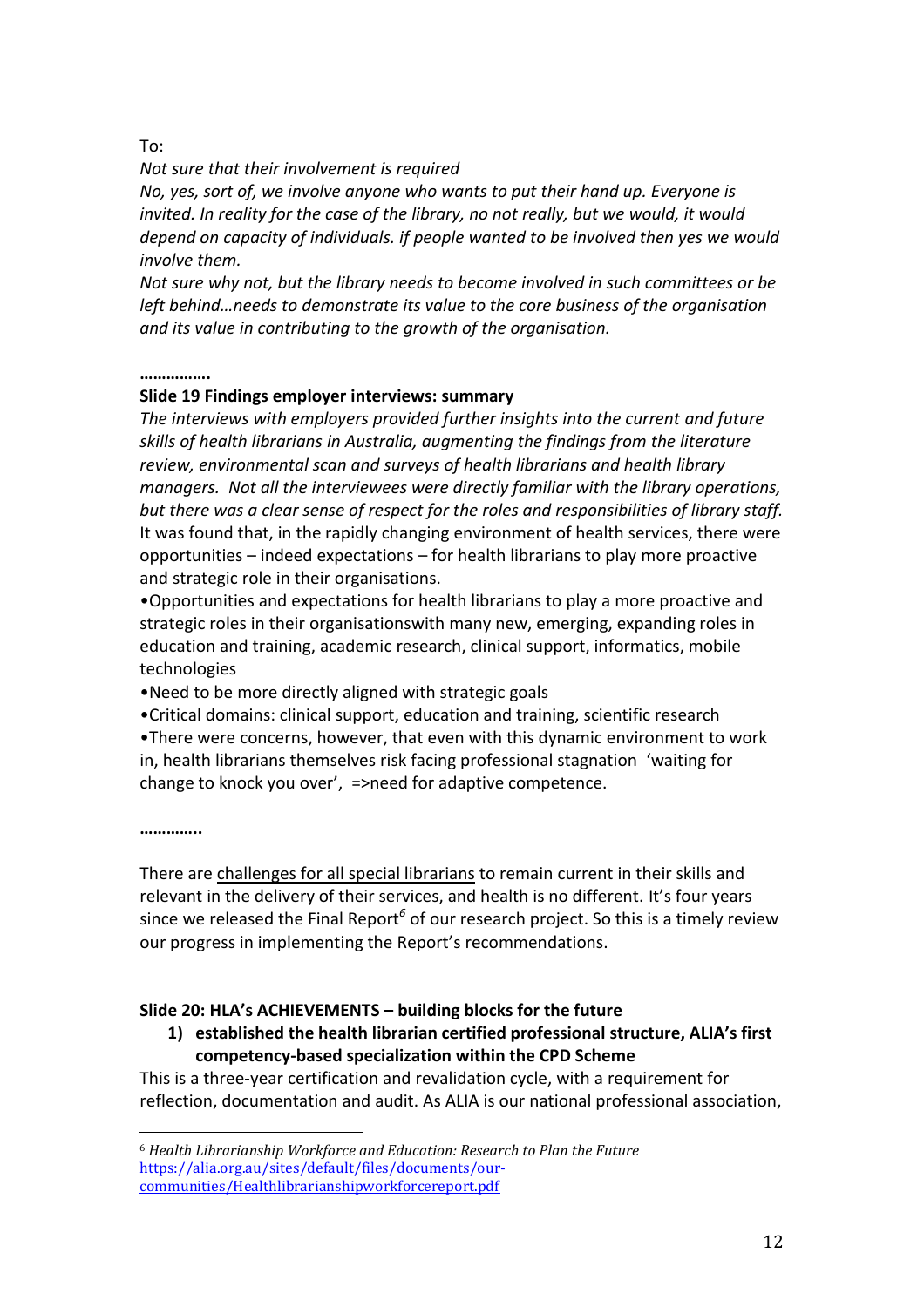To:

*Not sure that their involvement is required*

*No, yes, sort of, we involve anyone who wants to put their hand up. Everyone is invited. In reality for the case of the library, no not really, but we would, it would depend on capacity of individuals. if people wanted to be involved then yes we would involve them.*

*Not sure why not, but the library needs to become involved in such committees or be left behind…needs to demonstrate its value to the core business of the organisation and its value in contributing to the growth of the organisation.*

**…………….**

**Slide 19 Findings employer interviews: summary**

*The interviews with employers provided further insights into the current and future skills of health librarians in Australia, augmenting the findings from the literature review, environmental scan and surveys of health librarians and health library managers. Not all the interviewees were directly familiar with the library operations, but there was a clear sense of respect for the roles and responsibilities of library staff.* It was found that, in the rapidly changing environment of health services, there were opportunities – indeed expectations – for health librarians to play more proactive and strategic role in their organisations.

•Opportunities and expectations for health librarians to play a more proactive and strategic roles in their organisationswith many new, emerging, expanding roles in education and training, academic research, clinical support, informatics, mobile technologies

•Need to be more directly aligned with strategic goals

•Critical domains: clinical support, education and training, scientific research

•There were concerns, however, that even with this dynamic environment to work in, health librarians themselves risk facing professional stagnation 'waiting for change to knock you over', =>need for adaptive competence.

**…………..**

There are challenges for all special librarians to remain current in their skills and relevant in the delivery of their services, and health is no different. It's four years since we released the Final Report[6] of our research project. So this is a timely review our progress in implementing the Report's recommendations.

**Slide 20: HLA's ACHIEVEMENTS – building blocks for the future**

1) **established the health librarian certified professional structure, ALIA's first competency-based specialization within the CPD Scheme**

This is a three-year certification and revalidation cycle, with a requirement for reflection, documentation and audit. As ALIA is our national professional association,

[6] *Health Librarianship Workforce and Education: Research to Plan the Future* https://alia.org.au/sites/default/files/documents/our-communities/Healthlibrarianshipworkforcereport.pdf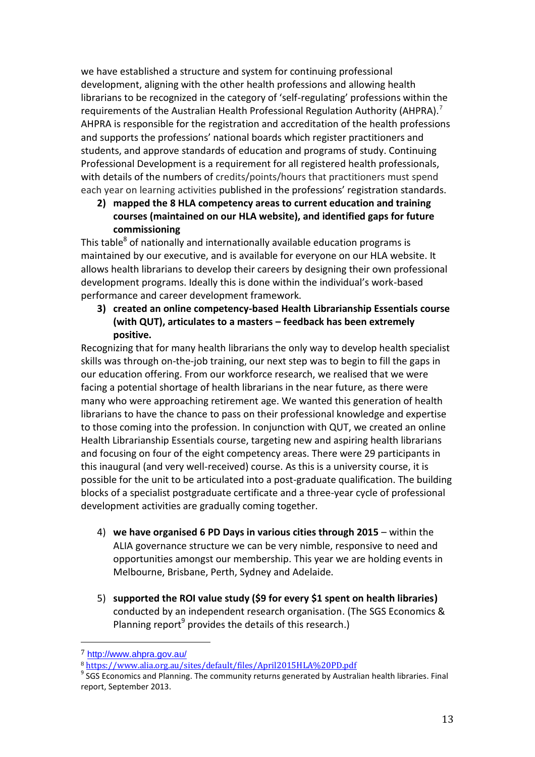we have established a structure and system for continuing professional development, aligning with the other health professions and allowing health librarians to be recognized in the category of 'self-regulating' professions within the requirements of the Australian Health Professional Regulation Authority (AHPRA).[7] AHPRA is responsible for the registration and accreditation of the health professions and supports the professions' national boards which register practitioners and students, and approve standards of education and programs of study. Continuing Professional Development is a requirement for all registered health professionals, with details of the numbers of credits/points/hours that practitioners must spend each year on learning activities published in the professions' registration standards.

2) **mapped the 8 HLA competency areas to current education and training courses (maintained on our HLA website), and identified gaps for future commissioning**

This table[8] of nationally and internationally available education programs is maintained by our executive, and is available for everyone on our HLA website. It allows health librarians to develop their careers by designing their own professional development programs. Ideally this is done within the individual's work-based performance and career development framework.

3) **created an online competency-based Health Librarianship Essentials course (with QUT), articulates to a masters – feedback has been extremely positive.**

Recognizing that for many health librarians the only way to develop health specialist skills was through on-the-job training, our next step was to begin to fill the gaps in our education offering. From our workforce research, we realised that we were facing a potential shortage of health librarians in the near future, as there were many who were approaching retirement age. We wanted this generation of health librarians to have the chance to pass on their professional knowledge and expertise to those coming into the profession. In conjunction with QUT, we created an online Health Librarianship Essentials course, targeting new and aspiring health librarians and focusing on four of the eight competency areas. There were 29 participants in this inaugural (and very well-received) course. As this is a university course, it is possible for the unit to be articulated into a post-graduate qualification. The building blocks of a specialist postgraduate certificate and a three-year cycle of professional development activities are gradually coming together.

4) **we have organised 6 PD Days in various cities through 2015** – within the ALIA governance structure we can be very nimble, responsive to need and opportunities amongst our membership. This year we are holding events in Melbourne, Brisbane, Perth, Sydney and Adelaide.

5) **supported the ROI value study ($9 for every $1 spent on health libraries)** conducted by an independent research organisation. (The SGS Economics & Planning report[9] provides the details of this research.)

---

[7] http://www.ahpra.gov.au/

[8] https://www.alia.org.au/sites/default/files/April2015HLA%20PD.pdf

[9] SGS Economics and Planning. The community returns generated by Australian health libraries. Final report, September 2013.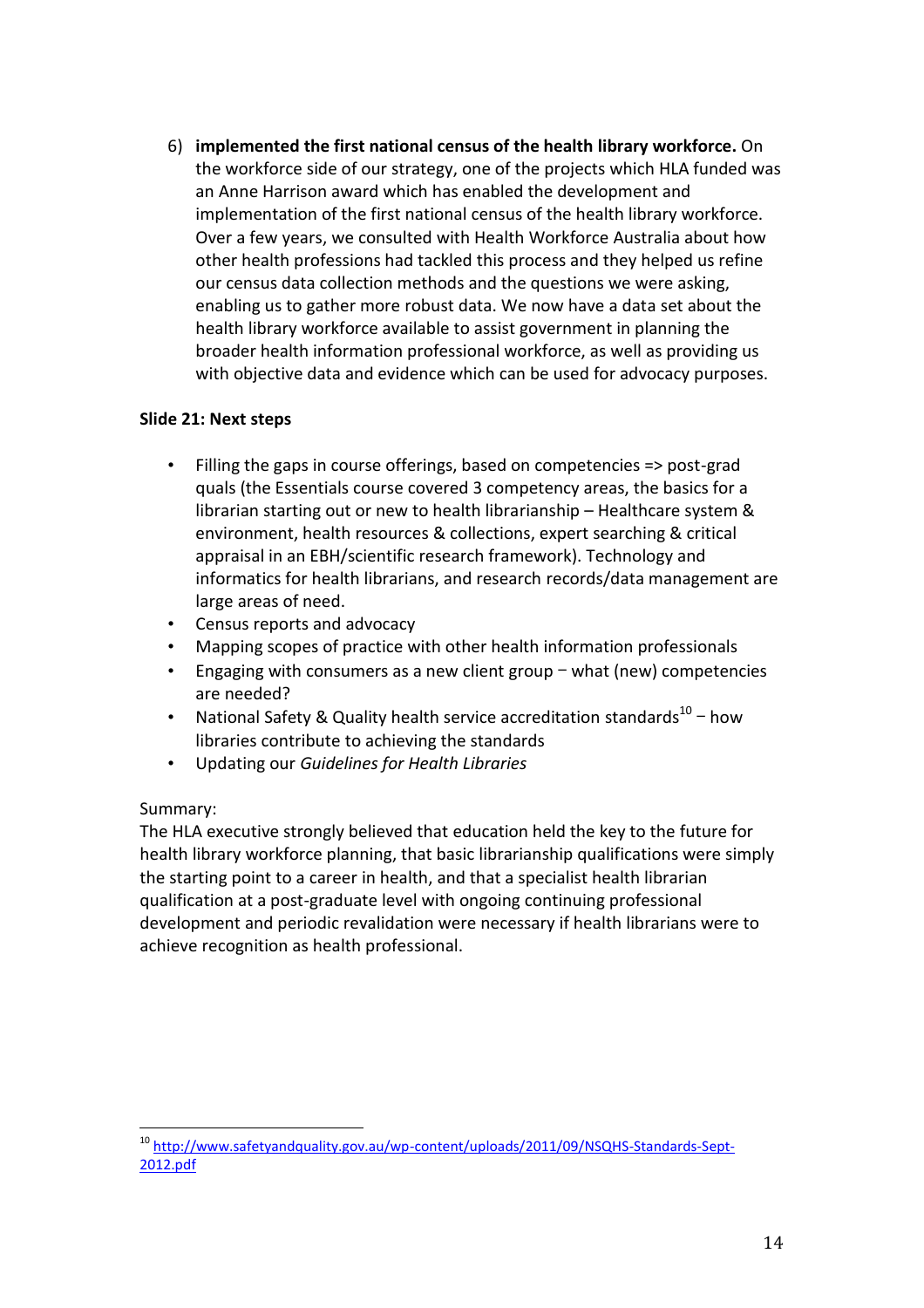6) **implemented the first national census of the health library workforce.** On the workforce side of our strategy, one of the projects which HLA funded was an Anne Harrison award which has enabled the development and implementation of the first national census of the health library workforce. Over a few years, we consulted with Health Workforce Australia about how other health professions had tackled this process and they helped us refine our census data collection methods and the questions we were asking, enabling us to gather more robust data. We now have a data set about the health library workforce available to assist government in planning the broader health information professional workforce, as well as providing us with objective data and evidence which can be used for advocacy purposes.

**Slide 21: Next steps**

- Filling the gaps in course offerings, based on competencies => post-grad quals (the Essentials course covered 3 competency areas, the basics for a librarian starting out or new to health librarianship – Healthcare system & environment, health resources & collections, expert searching & critical appraisal in an EBH/scientific research framework). Technology and informatics for health librarians, and research records/data management are large areas of need.
- Census reports and advocacy
- Mapping scopes of practice with other health information professionals
- Engaging with consumers as a new client group − what (new) competencies are needed?
- National Safety & Quality health service accreditation standards[10] − how libraries contribute to achieving the standards
- Updating our *Guidelines for Health Libraries*

Summary:
The HLA executive strongly believed that education held the key to the future for health library workforce planning, that basic librarianship qualifications were simply the starting point to a career in health, and that a specialist health librarian qualification at a post-graduate level with ongoing continuing professional development and periodic revalidation were necessary if health librarians were to achieve recognition as health professional.

[10] http://www.safetyandquality.gov.au/wp-content/uploads/2011/09/NSQHS-Standards-Sept-2012.pdf